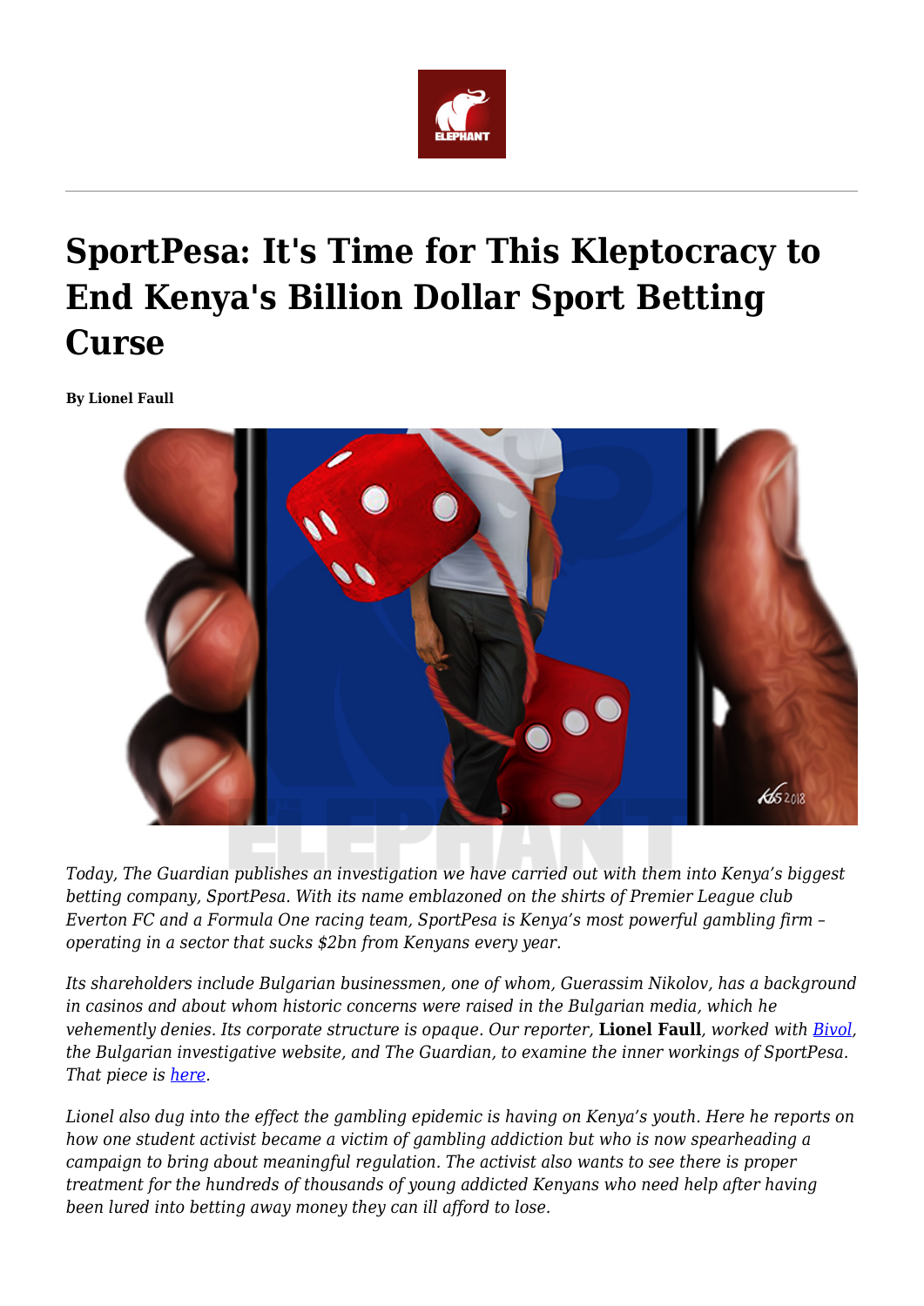# SportPesa: It's Time for This Kleptocracy to End Kenya's Billion Dollar Sport Betting Curse

**By Lionel Faull**

*Today, The Guardian publishes an investigation we have carried out with them into Kenya's biggest betting company, SportPesa. With its name emblazoned on the shirts of Premier League club Everton FC and a Formula One racing team, SportPesa is Kenya's most powerful gambling firm – operating in a sector that sucks $2bn from Kenyans every year.*

*Its shareholders include Bulgarian businessmen, one of whom, Guerassim Nikolov, has a background in casinos and about whom historic concerns were raised in the Bulgarian media, which he vehemently denies. Its corporate structure is opaque. Our reporter,* **Lionel Faull***, worked with [Bivol](), the Bulgarian investigative website, and The Guardian, to examine the inner workings of SportPesa. That piece is [here]().*

*Lionel also dug into the effect the gambling epidemic is having on Kenya's youth. Here he reports on how one student activist became a victim of gambling addiction but who is now spearheading a campaign to bring about meaningful regulation. The activist also wants to see there is proper treatment for the hundreds of thousands of young addicted Kenyans who need help after having been lured into betting away money they can ill afford to lose.*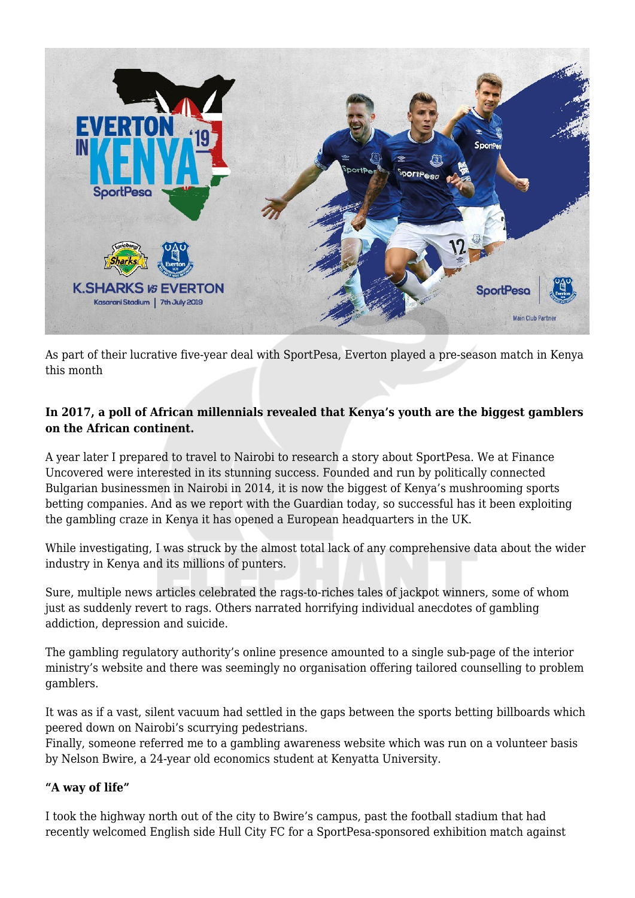As part of their lucrative five-year deal with SportPesa, Everton played a pre-season match in Kenya this month

**In 2017, a poll of African millennials revealed that Kenya's youth are the biggest gamblers on the African continent.**

A year later I prepared to travel to Nairobi to research a story about SportPesa. We at Finance Uncovered were interested in its stunning success. Founded and run by politically connected Bulgarian businessmen in Nairobi in 2014, it is now the biggest of Kenya's mushrooming sports betting companies. And as we report with the Guardian today, so successful has it been exploiting the gambling craze in Kenya it has opened a European headquarters in the UK.

While investigating, I was struck by the almost total lack of any comprehensive data about the wider industry in Kenya and its millions of punters.

Sure, multiple news articles celebrated the rags-to-riches tales of jackpot winners, some of whom just as suddenly revert to rags. Others narrated horrifying individual anecdotes of gambling addiction, depression and suicide.

The gambling regulatory authority's online presence amounted to a single sub-page of the interior ministry's website and there was seemingly no organisation offering tailored counselling to problem gamblers.

It was as if a vast, silent vacuum had settled in the gaps between the sports betting billboards which peered down on Nairobi's scurrying pedestrians.
Finally, someone referred me to a gambling awareness website which was run on a volunteer basis by Nelson Bwire, a 24-year old economics student at Kenyatta University.

**"A way of life"**

I took the highway north out of the city to Bwire's campus, past the football stadium that had recently welcomed English side Hull City FC for a SportPesa-sponsored exhibition match against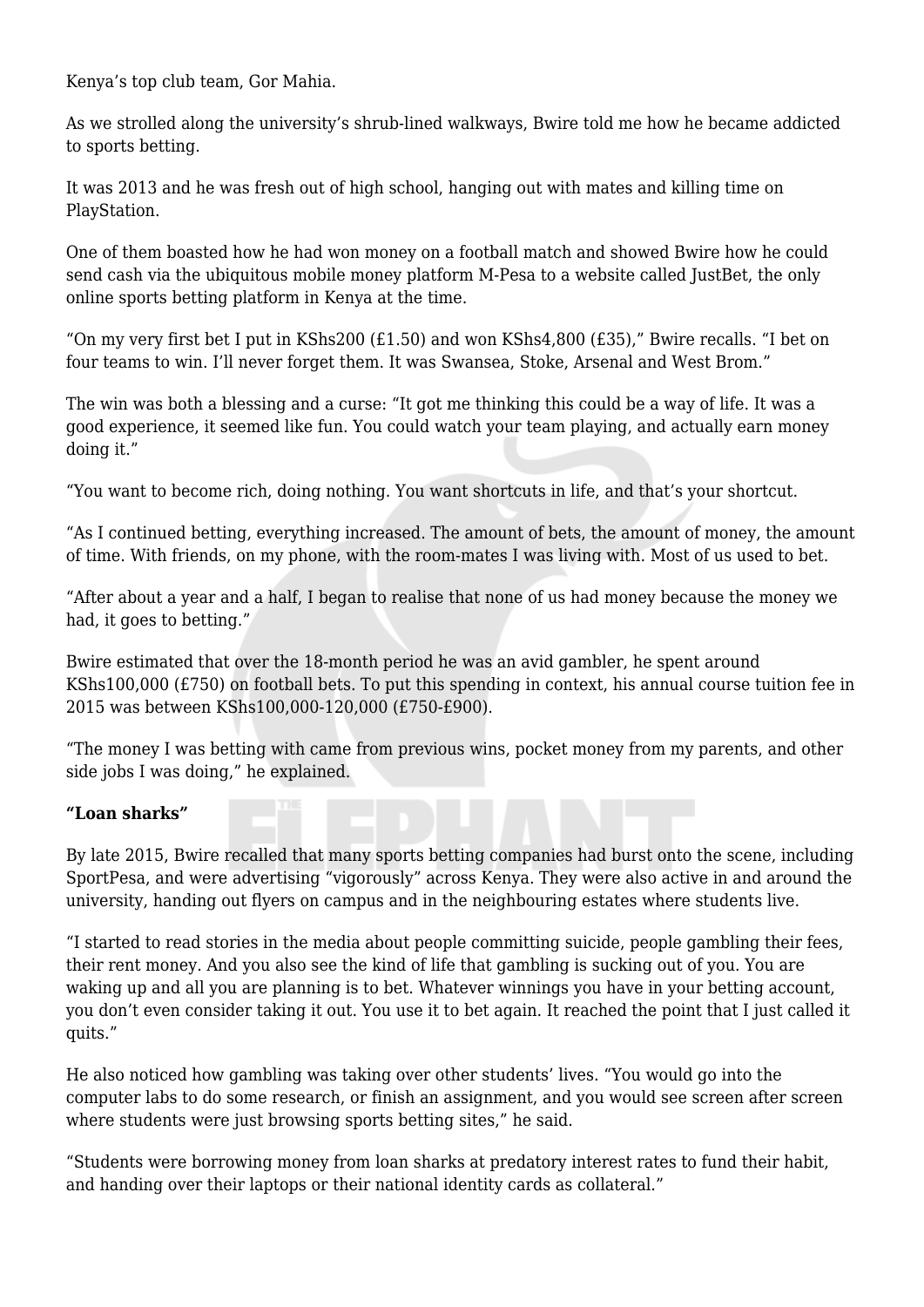Kenya's top club team, Gor Mahia.

As we strolled along the university's shrub-lined walkways, Bwire told me how he became addicted to sports betting.

It was 2013 and he was fresh out of high school, hanging out with mates and killing time on PlayStation.

One of them boasted how he had won money on a football match and showed Bwire how he could send cash via the ubiquitous mobile money platform M-Pesa to a website called JustBet, the only online sports betting platform in Kenya at the time.

"On my very first bet I put in KShs200 (£1.50) and won KShs4,800 (£35)," Bwire recalls. "I bet on four teams to win. I'll never forget them. It was Swansea, Stoke, Arsenal and West Brom."

The win was both a blessing and a curse: "It got me thinking this could be a way of life. It was a good experience, it seemed like fun. You could watch your team playing, and actually earn money doing it."

"You want to become rich, doing nothing. You want shortcuts in life, and that's your shortcut.

"As I continued betting, everything increased. The amount of bets, the amount of money, the amount of time. With friends, on my phone, with the room-mates I was living with. Most of us used to bet.

"After about a year and a half, I began to realise that none of us had money because the money we had, it goes to betting."

Bwire estimated that over the 18-month period he was an avid gambler, he spent around KShs100,000 (£750) on football bets. To put this spending in context, his annual course tuition fee in 2015 was between KShs100,000-120,000 (£750-£900).

"The money I was betting with came from previous wins, pocket money from my parents, and other side jobs I was doing," he explained.

**"Loan sharks"**

By late 2015, Bwire recalled that many sports betting companies had burst onto the scene, including SportPesa, and were advertising "vigorously" across Kenya. They were also active in and around the university, handing out flyers on campus and in the neighbouring estates where students live.

"I started to read stories in the media about people committing suicide, people gambling their fees, their rent money. And you also see the kind of life that gambling is sucking out of you. You are waking up and all you are planning is to bet. Whatever winnings you have in your betting account, you don't even consider taking it out. You use it to bet again. It reached the point that I just called it quits."

He also noticed how gambling was taking over other students' lives. "You would go into the computer labs to do some research, or finish an assignment, and you would see screen after screen where students were just browsing sports betting sites," he said.

"Students were borrowing money from loan sharks at predatory interest rates to fund their habit, and handing over their laptops or their national identity cards as collateral."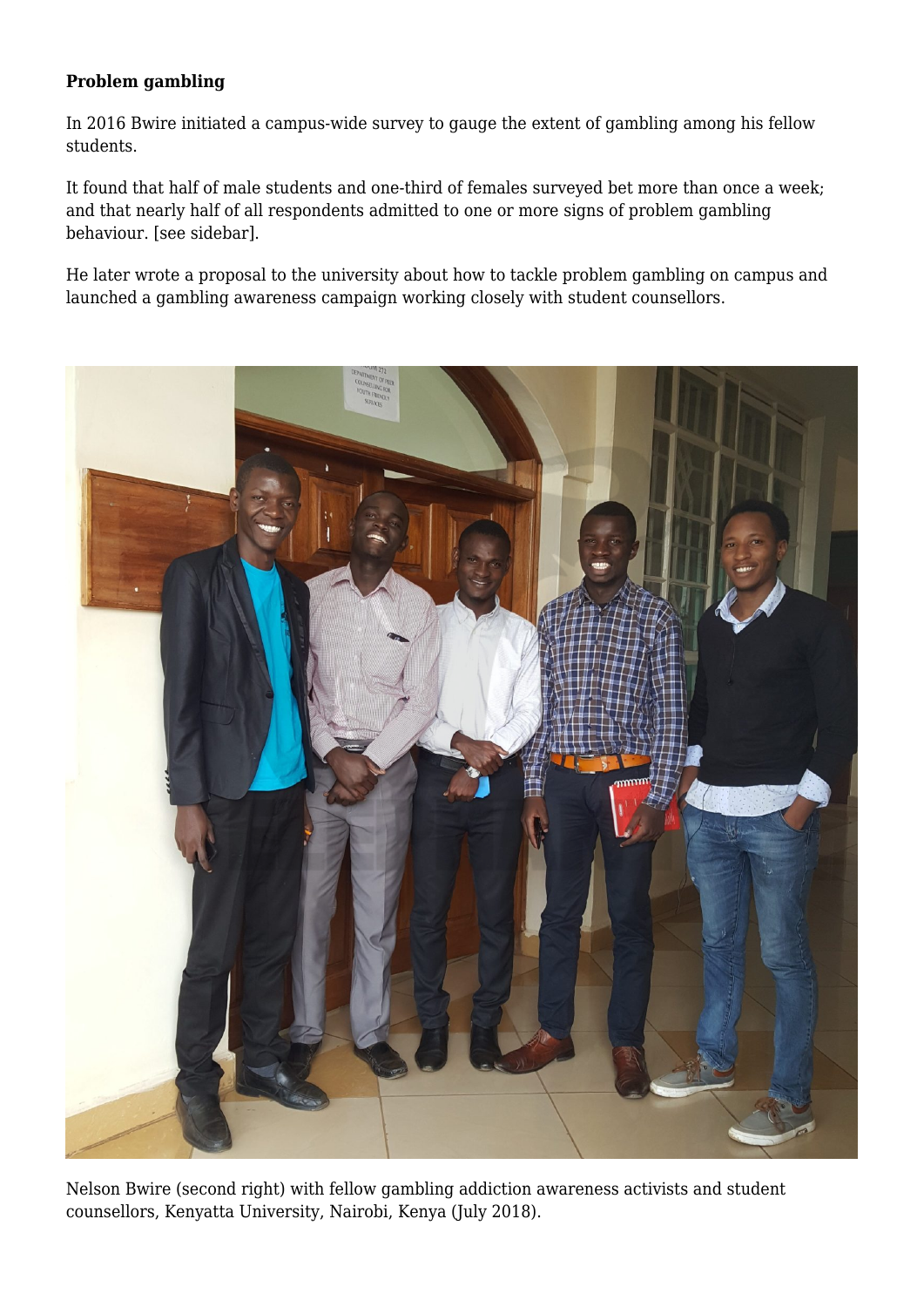**Problem gambling**

In 2016 Bwire initiated a campus-wide survey to gauge the extent of gambling among his fellow students.

It found that half of male students and one-third of females surveyed bet more than once a week; and that nearly half of all respondents admitted to one or more signs of problem gambling behaviour. [see sidebar].

He later wrote a proposal to the university about how to tackle problem gambling on campus and launched a gambling awareness campaign working closely with student counsellors.

Nelson Bwire (second right) with fellow gambling addiction awareness activists and student counsellors, Kenyatta University, Nairobi, Kenya (July 2018).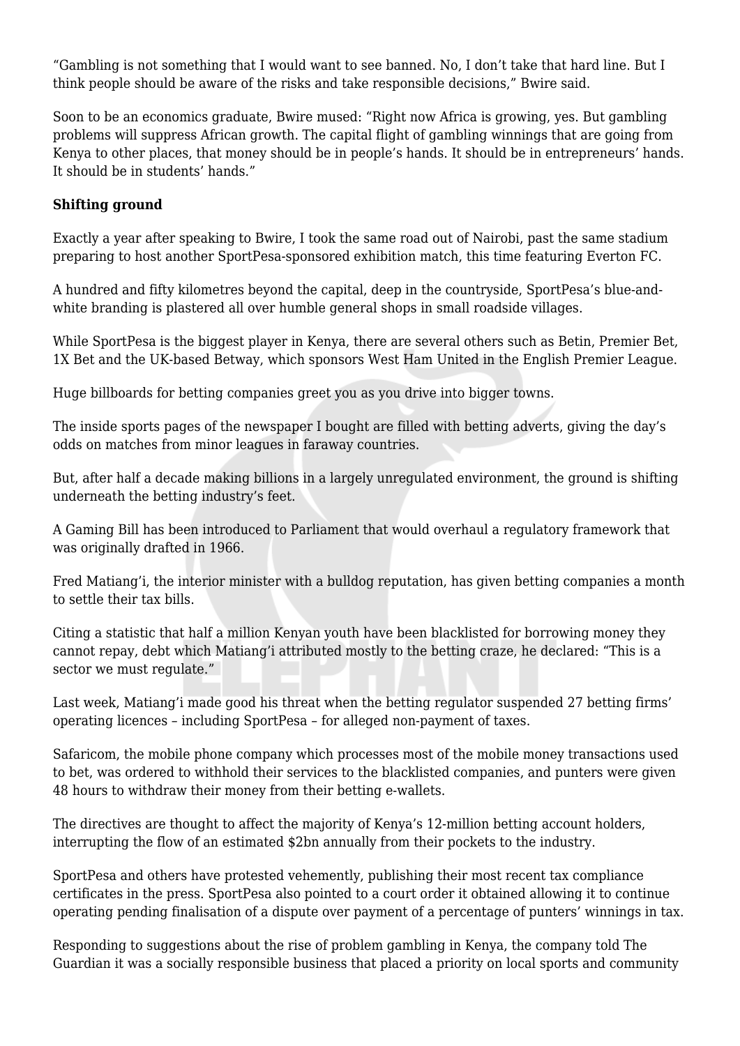"Gambling is not something that I would want to see banned. No, I don't take that hard line. But I think people should be aware of the risks and take responsible decisions," Bwire said.

Soon to be an economics graduate, Bwire mused: "Right now Africa is growing, yes. But gambling problems will suppress African growth. The capital flight of gambling winnings that are going from Kenya to other places, that money should be in people's hands. It should be in entrepreneurs' hands. It should be in students' hands."

**Shifting ground**

Exactly a year after speaking to Bwire, I took the same road out of Nairobi, past the same stadium preparing to host another SportPesa-sponsored exhibition match, this time featuring Everton FC.

A hundred and fifty kilometres beyond the capital, deep in the countryside, SportPesa's blue-and-white branding is plastered all over humble general shops in small roadside villages.

While SportPesa is the biggest player in Kenya, there are several others such as Betin, Premier Bet, 1X Bet and the UK-based Betway, which sponsors West Ham United in the English Premier League.

Huge billboards for betting companies greet you as you drive into bigger towns.

The inside sports pages of the newspaper I bought are filled with betting adverts, giving the day's odds on matches from minor leagues in faraway countries.

But, after half a decade making billions in a largely unregulated environment, the ground is shifting underneath the betting industry's feet.

A Gaming Bill has been introduced to Parliament that would overhaul a regulatory framework that was originally drafted in 1966.

Fred Matiang'i, the interior minister with a bulldog reputation, has given betting companies a month to settle their tax bills.

Citing a statistic that half a million Kenyan youth have been blacklisted for borrowing money they cannot repay, debt which Matiang'i attributed mostly to the betting craze, he declared: "This is a sector we must regulate."

Last week, Matiang'i made good his threat when the betting regulator suspended 27 betting firms' operating licences – including SportPesa – for alleged non-payment of taxes.

Safaricom, the mobile phone company which processes most of the mobile money transactions used to bet, was ordered to withhold their services to the blacklisted companies, and punters were given 48 hours to withdraw their money from their betting e-wallets.

The directives are thought to affect the majority of Kenya's 12-million betting account holders, interrupting the flow of an estimated $2bn annually from their pockets to the industry.

SportPesa and others have protested vehemently, publishing their most recent tax compliance certificates in the press. SportPesa also pointed to a court order it obtained allowing it to continue operating pending finalisation of a dispute over payment of a percentage of punters' winnings in tax.

Responding to suggestions about the rise of problem gambling in Kenya, the company told The Guardian it was a socially responsible business that placed a priority on local sports and community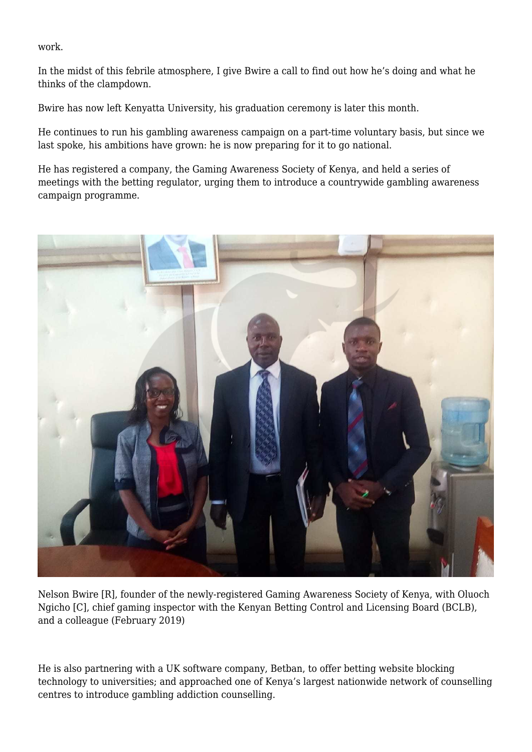work.

In the midst of this febrile atmosphere, I give Bwire a call to find out how he's doing and what he thinks of the clampdown.

Bwire has now left Kenyatta University, his graduation ceremony is later this month.

He continues to run his gambling awareness campaign on a part-time voluntary basis, but since we last spoke, his ambitions have grown: he is now preparing for it to go national.

He has registered a company, the Gaming Awareness Society of Kenya, and held a series of meetings with the betting regulator, urging them to introduce a countrywide gambling awareness campaign programme.

Nelson Bwire [R], founder of the newly-registered Gaming Awareness Society of Kenya, with Oluoch Ngicho [C], chief gaming inspector with the Kenyan Betting Control and Licensing Board (BCLB), and a colleague (February 2019)

He is also partnering with a UK software company, Betban, to offer betting website blocking technology to universities; and approached one of Kenya's largest nationwide network of counselling centres to introduce gambling addiction counselling.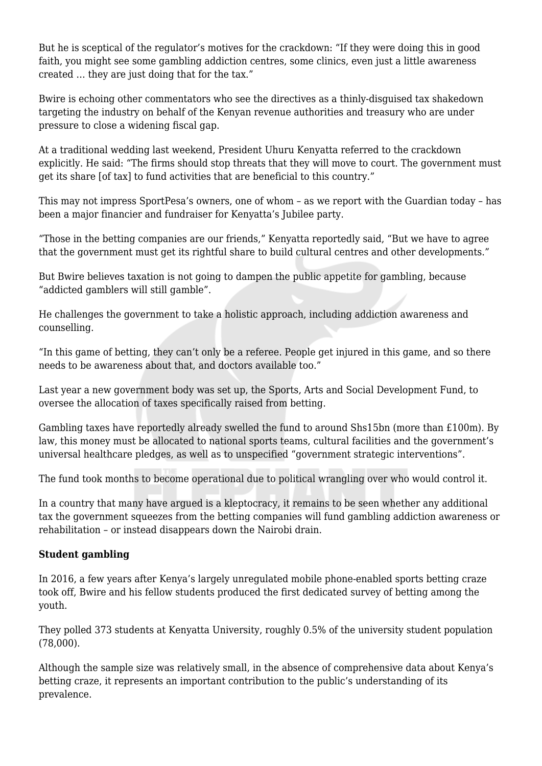But he is sceptical of the regulator's motives for the crackdown: "If they were doing this in good faith, you might see some gambling addiction centres, some clinics, even just a little awareness created … they are just doing that for the tax."

Bwire is echoing other commentators who see the directives as a thinly-disguised tax shakedown targeting the industry on behalf of the Kenyan revenue authorities and treasury who are under pressure to close a widening fiscal gap.

At a traditional wedding last weekend, President Uhuru Kenyatta referred to the crackdown explicitly. He said: "The firms should stop threats that they will move to court. The government must get its share [of tax] to fund activities that are beneficial to this country."

This may not impress SportPesa's owners, one of whom – as we report with the Guardian today – has been a major financier and fundraiser for Kenyatta's Jubilee party.

"Those in the betting companies are our friends," Kenyatta reportedly said, "But we have to agree that the government must get its rightful share to build cultural centres and other developments."

But Bwire believes taxation is not going to dampen the public appetite for gambling, because "addicted gamblers will still gamble".

He challenges the government to take a holistic approach, including addiction awareness and counselling.

"In this game of betting, they can't only be a referee. People get injured in this game, and so there needs to be awareness about that, and doctors available too."

Last year a new government body was set up, the Sports, Arts and Social Development Fund, to oversee the allocation of taxes specifically raised from betting.

Gambling taxes have reportedly already swelled the fund to around Shs15bn (more than £100m). By law, this money must be allocated to national sports teams, cultural facilities and the government's universal healthcare pledges, as well as to unspecified "government strategic interventions".

The fund took months to become operational due to political wrangling over who would control it.

In a country that many have argued is a kleptocracy, it remains to be seen whether any additional tax the government squeezes from the betting companies will fund gambling addiction awareness or rehabilitation – or instead disappears down the Nairobi drain.

**Student gambling**

In 2016, a few years after Kenya's largely unregulated mobile phone-enabled sports betting craze took off, Bwire and his fellow students produced the first dedicated survey of betting among the youth.

They polled 373 students at Kenyatta University, roughly 0.5% of the university student population (78,000).

Although the sample size was relatively small, in the absence of comprehensive data about Kenya's betting craze, it represents an important contribution to the public's understanding of its prevalence.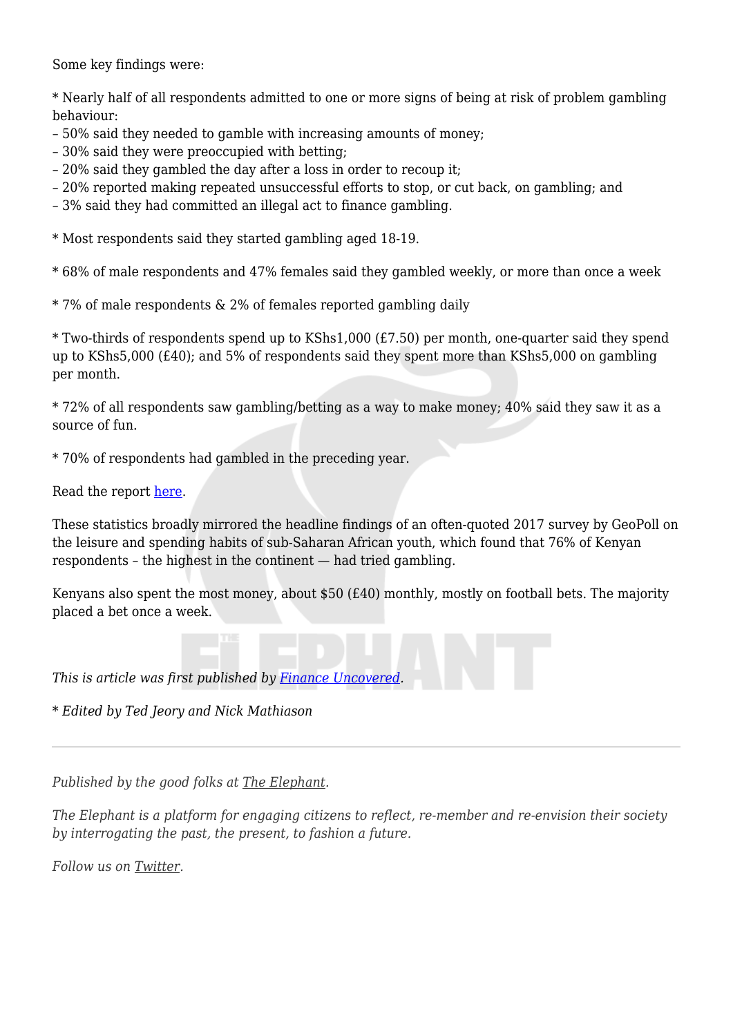Some key findings were:

* Nearly half of all respondents admitted to one or more signs of being at risk of problem gambling behaviour:
– 50% said they needed to gamble with increasing amounts of money;
– 30% said they were preoccupied with betting;
– 20% said they gambled the day after a loss in order to recoup it;
– 20% reported making repeated unsuccessful efforts to stop, or cut back, on gambling; and
– 3% said they had committed an illegal act to finance gambling.

* Most respondents said they started gambling aged 18-19.

* 68% of male respondents and 47% females said they gambled weekly, or more than once a week

* 7% of male respondents & 2% of females reported gambling daily

* Two-thirds of respondents spend up to KShs1,000 (£7.50) per month, one-quarter said they spend up to KShs5,000 (£40); and 5% of respondents said they spent more than KShs5,000 on gambling per month.

* 72% of all respondents saw gambling/betting as a way to make money; 40% said they saw it as a source of fun.

* 70% of respondents had gambled in the preceding year.

Read the report [here](#).

These statistics broadly mirrored the headline findings of an often-quoted 2017 survey by GeoPoll on the leisure and spending habits of sub-Saharan African youth, which found that 76% of Kenyan respondents – the highest in the continent — had tried gambling.

Kenyans also spent the most money, about $50 (£40) monthly, mostly on football bets. The majority placed a bet once a week.

*This is article was first published by [Finance Uncovered](#).*

* *Edited by Ted Jeory and Nick Mathiason*

---

*Published by the good folks at The Elephant.*

*The Elephant is a platform for engaging citizens to reflect, re-member and re-envision their society by interrogating the past, the present, to fashion a future.*

*Follow us on Twitter.*